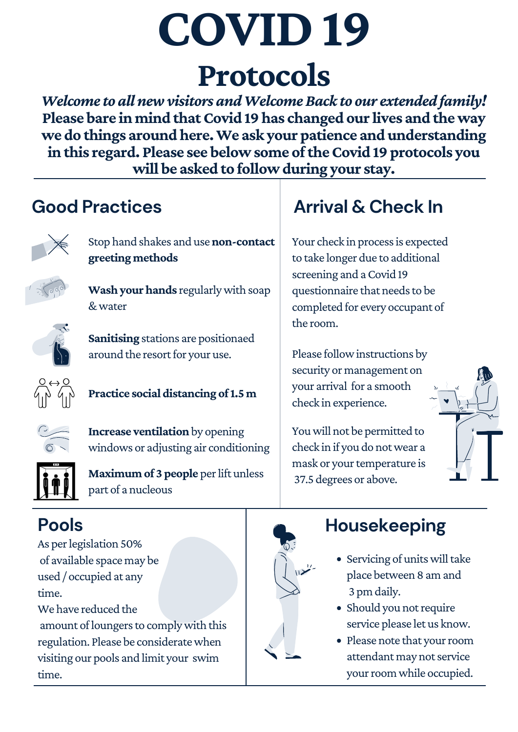# COVID 19

## Protocols

***Welcome to all new visitors and Welcome Back to our extended family!***
**Please bare in mind that Covid 19 has changed our lives and the way we do things around here. We ask your patience and understanding in this regard. Please see below some of the Covid 19 protocols you will be asked to follow during your stay.**

---

## Good Practices

Stop hand shakes and use **non-contact greeting methods**

**Wash your hands** regularly with soap & water

**Sanitising** stations are positionaed around the resort for your use.

**Practice social distancing of 1.5 m**

**Increase ventilation** by opening windows or adjusting air conditioning

**Maximum of 3 people** per lift unless part of a nucleous

## Arrival & Check In

Your check in process is expected to take longer due to additional screening and a Covid 19 questionnaire that needs to be completed for every occupant of the room.

Please follow instructions by security or management on your arrival for a smooth check in experience.

You will not be permitted to check in if you do not wear a mask or your temperature is 37.5 degrees or above.

## Pools

As per legislation 50% of available space may be used / occupied at any time.
We have reduced the amount of loungers to comply with this regulation. Please be considerate when visiting our pools and limit your swim time.

## Housekeeping

- Servicing of units will take place between 8 am and 3 pm daily.
- Should you not require service please let us know.
- Please note that your room attendant may not service your room while occupied.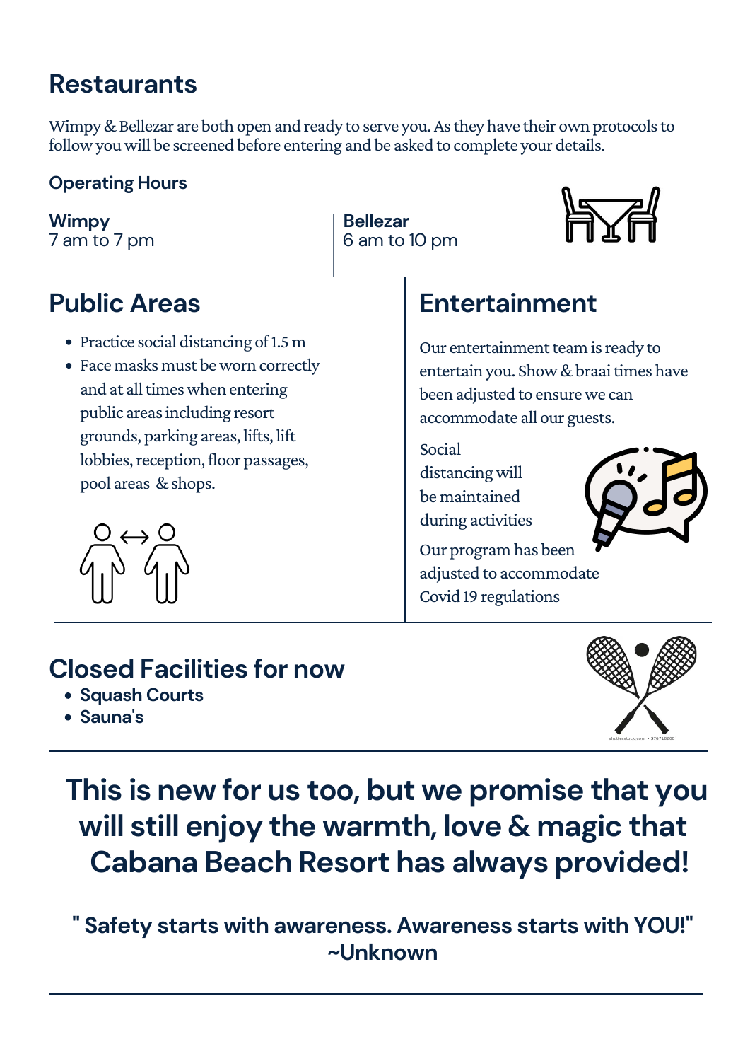## Restaurants

Wimpy & Bellezar are both open and ready to serve you. As they have their own protocols to follow you will be screened before entering and be asked to complete your details.

### Operating Hours

**Wimpy**
7 am to 7 pm

**Bellezar**
6 am to 10 pm

## Public Areas

- Practice social distancing of 1.5 m
- Face masks must be worn correctly and at all times when entering public areas including resort grounds, parking areas, lifts, lift lobbies, reception, floor passages, pool areas & shops.

## Entertainment

Our entertainment team is ready to entertain you. Show & braai times have been adjusted to ensure we can accommodate all our guests.

Social distancing will be maintained during activities

Our program has been adjusted to accommodate Covid 19 regulations

## Closed Facilities for now

- **Squash Courts**
- **Sauna's**

# This is new for us too, but we promise that you will still enjoy the warmth, love & magic that Cabana Beach Resort has always provided!

**" Safety starts with awareness. Awareness starts with YOU!"**
**~Unknown**